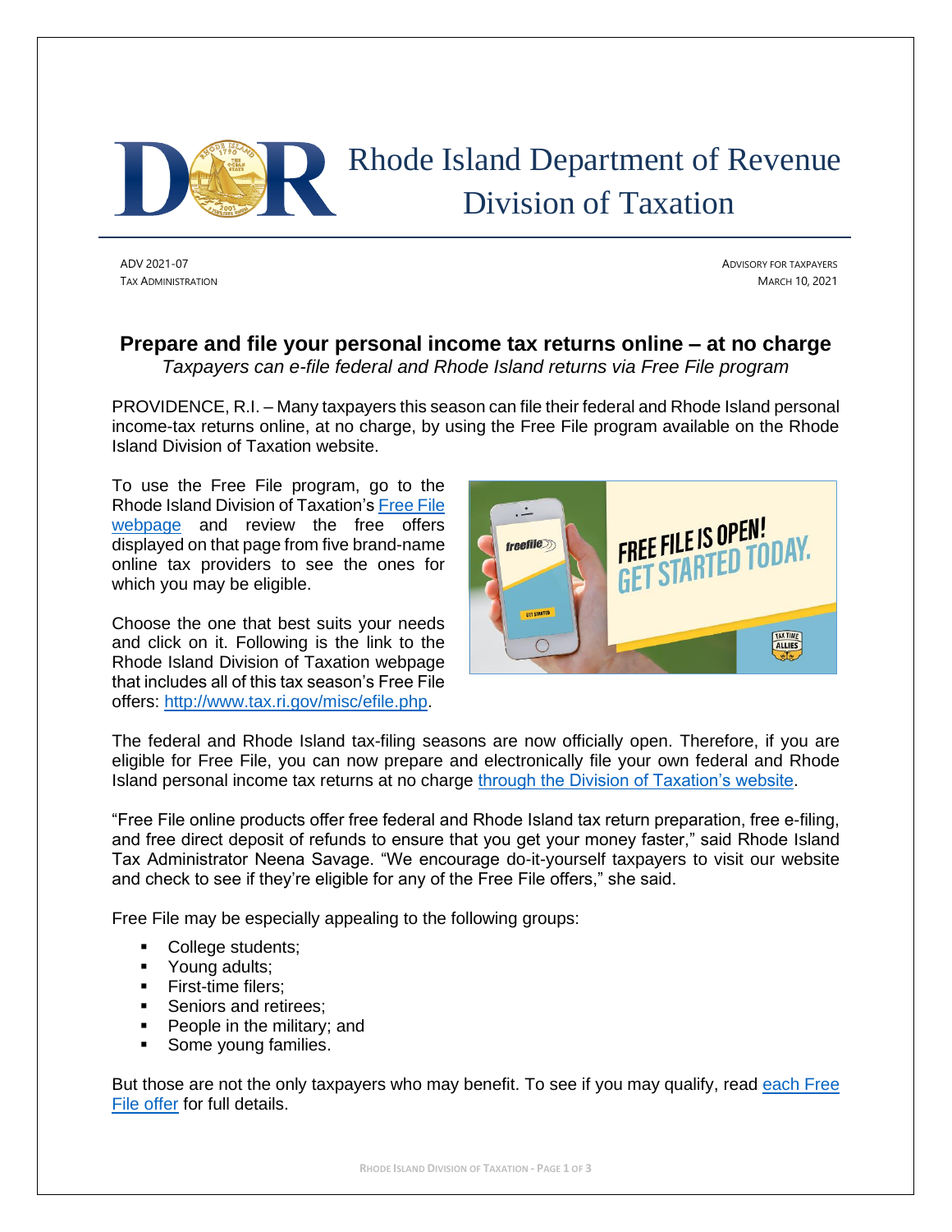# Rhode Island Department of Revenue
## Division of Taxation

ADV 2021-07
TAX ADMINISTRATION

ADVISORY FOR TAXPAYERS
MARCH 10, 2021

## Prepare and file your personal income tax returns online – at no charge

*Taxpayers can e-file federal and Rhode Island returns via Free File program*

PROVIDENCE, R.I. – Many taxpayers this season can file their federal and Rhode Island personal income-tax returns online, at no charge, by using the Free File program available on the Rhode Island Division of Taxation website.

To use the Free File program, go to the Rhode Island Division of Taxation's [Free File webpage] and review the free offers displayed on that page from five brand-name online tax providers to see the ones for which you may be eligible.

Choose the one that best suits your needs and click on it. Following is the link to the Rhode Island Division of Taxation webpage that includes all of this tax season's Free File offers: http://www.tax.ri.gov/misc/efile.php.

The federal and Rhode Island tax-filing seasons are now officially open. Therefore, if you are eligible for Free File, you can now prepare and electronically file your own federal and Rhode Island personal income tax returns at no charge through the Division of Taxation's website.

"Free File online products offer free federal and Rhode Island tax return preparation, free e-filing, and free direct deposit of refunds to ensure that you get your money faster," said Rhode Island Tax Administrator Neena Savage. "We encourage do-it-yourself taxpayers to visit our website and check to see if they're eligible for any of the Free File offers," she said.

Free File may be especially appealing to the following groups:

- College students;
- Young adults;
- First-time filers;
- Seniors and retirees;
- People in the military; and
- Some young families.

But those are not the only taxpayers who may benefit. To see if you may qualify, read each Free File offer for full details.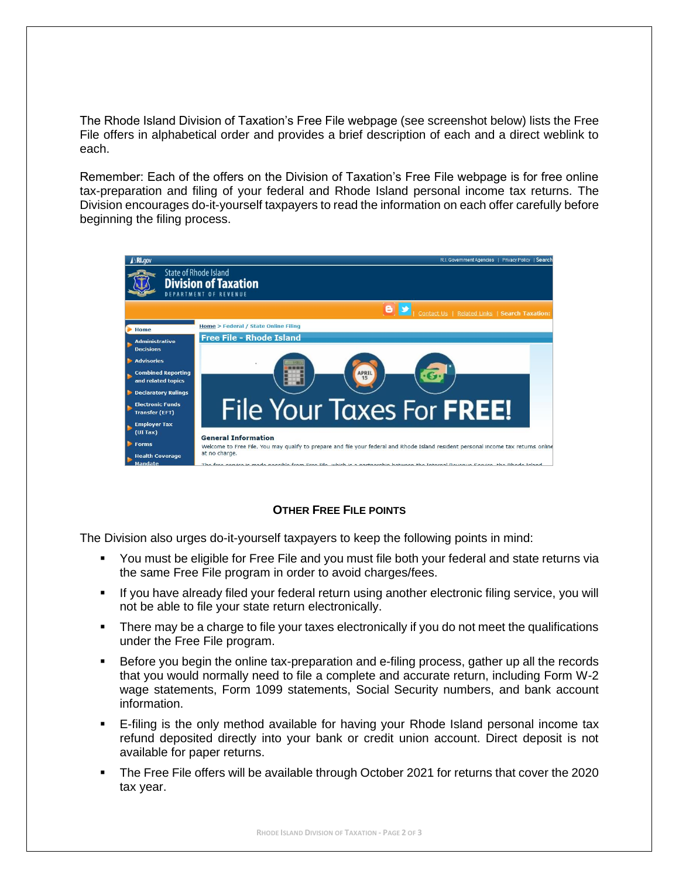The Rhode Island Division of Taxation's Free File webpage (see screenshot below) lists the Free File offers in alphabetical order and provides a brief description of each and a direct weblink to each.

Remember: Each of the offers on the Division of Taxation's Free File webpage is for free online tax-preparation and filing of your federal and Rhode Island personal income tax returns. The Division encourages do-it-yourself taxpayers to read the information on each offer carefully before beginning the filing process.

### OTHER FREE FILE POINTS

The Division also urges do-it-yourself taxpayers to keep the following points in mind:

- You must be eligible for Free File and you must file both your federal and state returns via the same Free File program in order to avoid charges/fees.
- If you have already filed your federal return using another electronic filing service, you will not be able to file your state return electronically.
- There may be a charge to file your taxes electronically if you do not meet the qualifications under the Free File program.
- Before you begin the online tax-preparation and e-filing process, gather up all the records that you would normally need to file a complete and accurate return, including Form W-2 wage statements, Form 1099 statements, Social Security numbers, and bank account information.
- E-filing is the only method available for having your Rhode Island personal income tax refund deposited directly into your bank or credit union account. Direct deposit is not available for paper returns.
- The Free File offers will be available through October 2021 for returns that cover the 2020 tax year.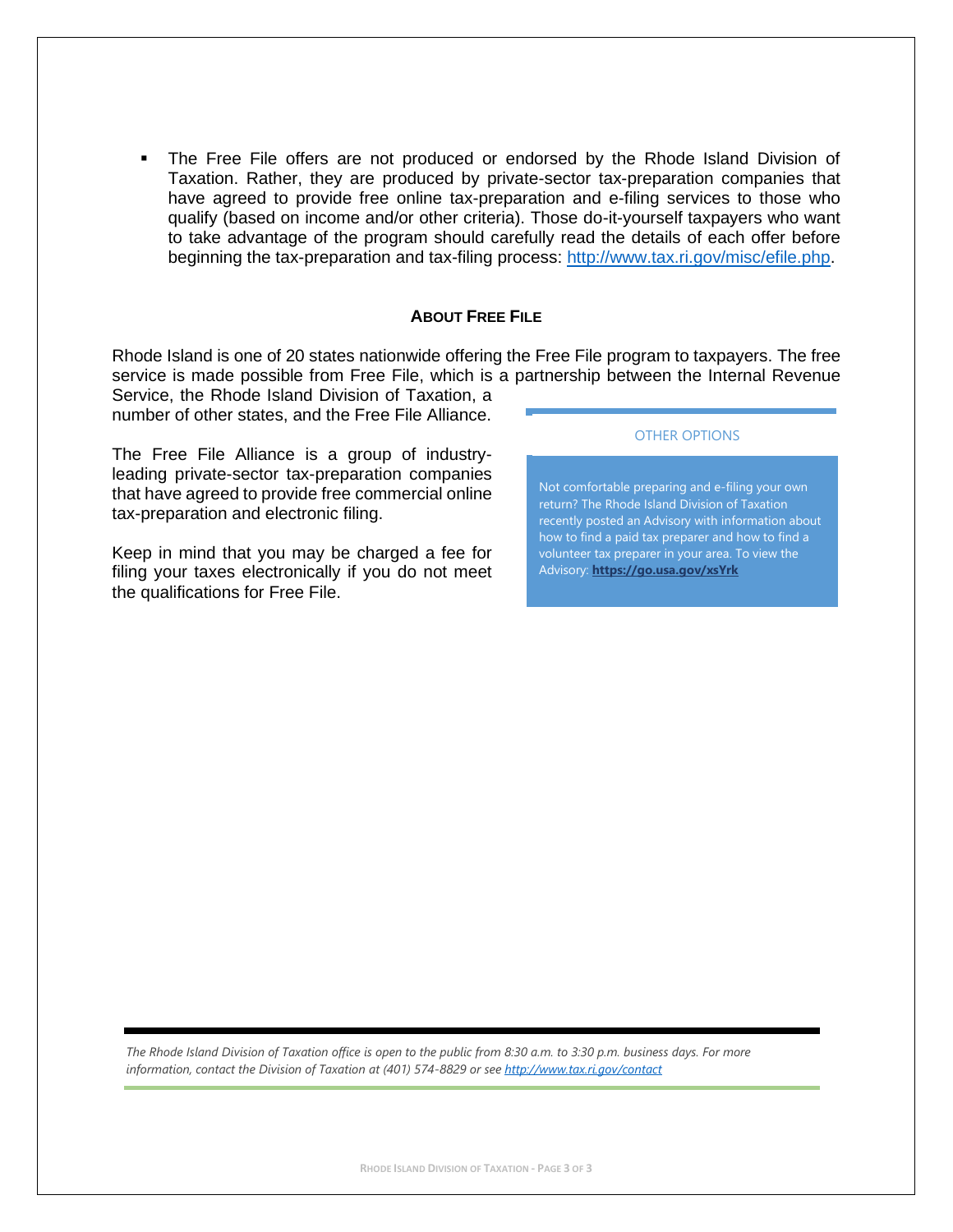- The Free File offers are not produced or endorsed by the Rhode Island Division of Taxation. Rather, they are produced by private-sector tax-preparation companies that have agreed to provide free online tax-preparation and e-filing services to those who qualify (based on income and/or other criteria). Those do-it-yourself taxpayers who want to take advantage of the program should carefully read the details of each offer before beginning the tax-preparation and tax-filing process: http://www.tax.ri.gov/misc/efile.php.

### ABOUT FREE FILE

Rhode Island is one of 20 states nationwide offering the Free File program to taxpayers. The free service is made possible from Free File, which is a partnership between the Internal Revenue Service, the Rhode Island Division of Taxation, a number of other states, and the Free File Alliance.

The Free File Alliance is a group of industry-leading private-sector tax-preparation companies that have agreed to provide free commercial online tax-preparation and electronic filing.

Keep in mind that you may be charged a fee for filing your taxes electronically if you do not meet the qualifications for Free File.

#### OTHER OPTIONS

Not comfortable preparing and e-filing your own return? The Rhode Island Division of Taxation recently posted an Advisory with information about how to find a paid tax preparer and how to find a volunteer tax preparer in your area. To view the Advisory: **https://go.usa.gov/xsYrk**

*The Rhode Island Division of Taxation office is open to the public from 8:30 a.m. to 3:30 p.m. business days. For more information, contact the Division of Taxation at (401) 574-8829 or see http://www.tax.ri.gov/contact*